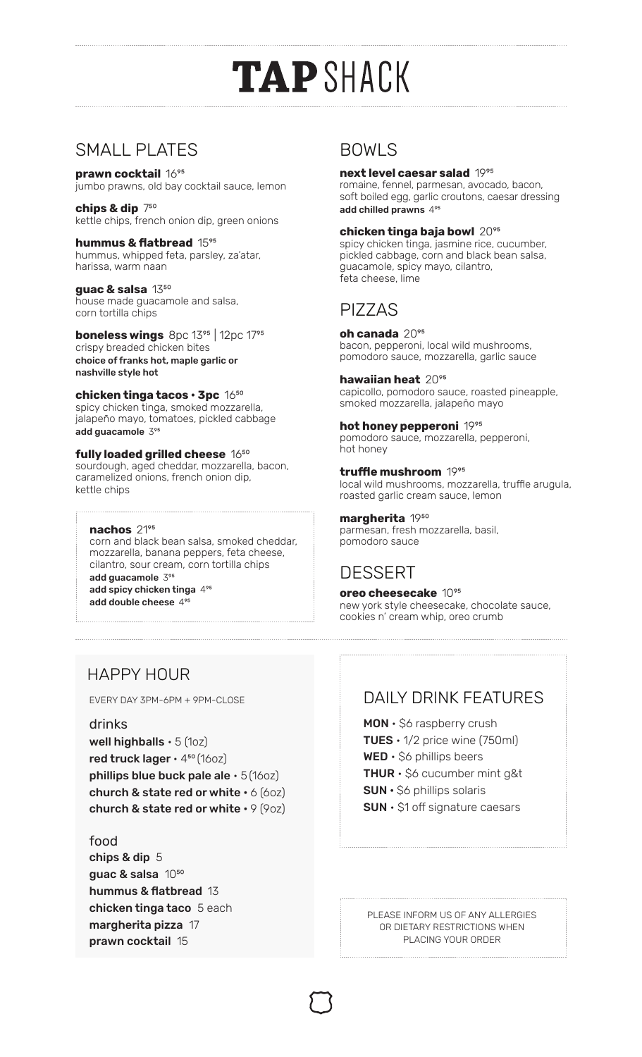# TAP SHACK

## SMALL PLATES

**prawn cocktail** 16.95
jumbo prawns, old bay cocktail sauce, lemon

**chips & dip** 7.50
kettle chips, french onion dip, green onions

**hummus & flatbread** 15.95
hummus, whipped feta, parsley, za'atar, harissa, warm naan

**guac & salsa** 13.50
house made guacamole and salsa, corn tortilla chips

**boneless wings** 8pc 13.95 | 12pc 17.95
crispy breaded chicken bites
choice of franks hot, maple garlic or nashville style hot

**chicken tinga tacos • 3pc** 16.50
spicy chicken tinga, smoked mozzarella, jalapeño mayo, tomatoes, pickled cabbage
add guacamole 3.95

**fully loaded grilled cheese** 16.50
sourdough, aged cheddar, mozzarella, bacon, caramelized onions, french onion dip, kettle chips

**nachos** 21.95
corn and black bean salsa, smoked cheddar, mozzarella, banana peppers, feta cheese, cilantro, sour cream, corn tortilla chips
add guacamole 3.95
add spicy chicken tinga 4.95
add double cheese 4.95

## BOWLS

**next level caesar salad** 19.95
romaine, fennel, parmesan, avocado, bacon, soft boiled egg, garlic croutons, caesar dressing
add chilled prawns 4.95

**chicken tinga baja bowl** 20.95
spicy chicken tinga, jasmine rice, cucumber, pickled cabbage, corn and black bean salsa, guacamole, spicy mayo, cilantro, feta cheese, lime

## PIZZAS

**oh canada** 20.95
bacon, pepperoni, local wild mushrooms, pomodoro sauce, mozzarella, garlic sauce

**hawaiian heat** 20.95
capicollo, pomodoro sauce, roasted pineapple, smoked mozzarella, jalapeño mayo

**hot honey pepperoni** 19.95
pomodoro sauce, mozzarella, pepperoni, hot honey

**truffle mushroom** 19.95
local wild mushrooms, mozzarella, truffle arugula, roasted garlic cream sauce, lemon

**margherita** 19.50
parmesan, fresh mozzarella, basil, pomodoro sauce

## DESSERT

**oreo cheesecake** 10.95
new york style cheesecake, chocolate sauce, cookies n' cream whip, oreo crumb

## HAPPY HOUR

EVERY DAY 3PM-6PM + 9PM-CLOSE

### drinks

**well highballs** • 5 (1oz)
**red truck lager** • 4.50 (16oz)
**phillips blue buck pale ale** • 5 (16oz)
**church & state red or white** • 6 (6oz)
**church & state red or white** • 9 (9oz)

### food

**chips & dip** 5
**guac & salsa** 10.50
**hummus & flatbread** 13
**chicken tinga taco** 5 each
**margherita pizza** 17
**prawn cocktail** 15

## DAILY DRINK FEATURES

**MON** • $6 raspberry crush
**TUES** • 1/2 price wine (750ml)
**WED** • $6 phillips beers
**THUR** • $6 cucumber mint g&t
**SUN** • $6 phillips solaris
**SUN** • $1 off signature caesars

PLEASE INFORM US OF ANY ALLERGIES OR DIETARY RESTRICTIONS WHEN PLACING YOUR ORDER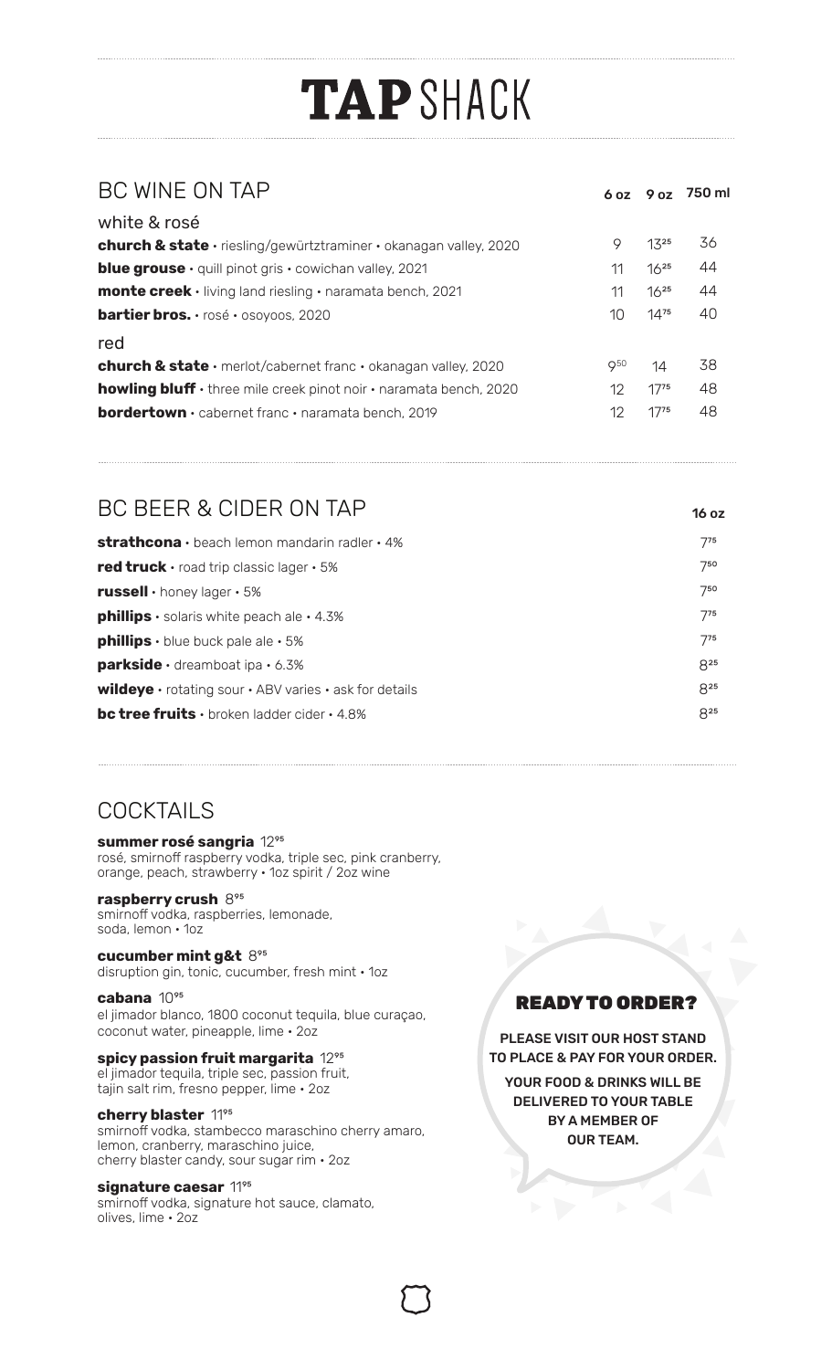# TAP SHACK

## BC WINE ON TAP

| | 6 oz | 9 oz | 750 ml |
|---|---|---|---|
| white & rosé | | | |
| **church & state** · riesling/gewürztraminer · okanagan valley, 2020 | 9 | 13.25 | 36 |
| **blue grouse** · quill pinot gris · cowichan valley, 2021 | 11 | 16.25 | 44 |
| **monte creek** · living land riesling · naramata bench, 2021 | 11 | 16.25 | 44 |
| **bartier bros.** · rosé · osoyoos, 2020 | 10 | 14.75 | 40 |
| red | | | |
| **church & state** · merlot/cabernet franc · okanagan valley, 2020 | 9.50 | 14 | 38 |
| **howling bluff** · three mile creek pinot noir · naramata bench, 2020 | 12 | 17.75 | 48 |
| **bordertown** · cabernet franc · naramata bench, 2019 | 12 | 17.75 | 48 |

## BC BEER & CIDER ON TAP

| | 16 oz |
|---|---|
| **strathcona** · beach lemon mandarin radler · 4% | 7.75 |
| **red truck** · road trip classic lager · 5% | 7.50 |
| **russell** · honey lager · 5% | 7.50 |
| **phillips** · solaris white peach ale · 4.3% | 7.75 |
| **phillips** · blue buck pale ale · 5% | 7.75 |
| **parkside** · dreamboat ipa · 6.3% | 8.25 |
| **wildeye** · rotating sour · ABV varies · ask for details | 8.25 |
| **bc tree fruits** · broken ladder cider · 4.8% | 8.25 |

## COCKTAILS

**summer rosé sangria** 12.95
rosé, smirnoff raspberry vodka, triple sec, pink cranberry, orange, peach, strawberry · 1oz spirit / 2oz wine

**raspberry crush** 8.95
smirnoff vodka, raspberries, lemonade, soda, lemon · 1oz

**cucumber mint g&t** 8.95
disruption gin, tonic, cucumber, fresh mint · 1oz

**cabana** 10.95
el jimador blanco, 1800 coconut tequila, blue curaçao, coconut water, pineapple, lime · 2oz

**spicy passion fruit margarita** 12.95
el jimador tequila, triple sec, passion fruit, tajin salt rim, fresno pepper, lime · 2oz

**cherry blaster** 11.95
smirnoff vodka, stambecco maraschino cherry amaro, lemon, cranberry, maraschino juice, cherry blaster candy, sour sugar rim · 2oz

**signature caesar** 11.95
smirnoff vodka, signature hot sauce, clamato, olives, lime · 2oz

### READY TO ORDER?

PLEASE VISIT OUR HOST STAND TO PLACE & PAY FOR YOUR ORDER.

YOUR FOOD & DRINKS WILL BE DELIVERED TO YOUR TABLE BY A MEMBER OF OUR TEAM.